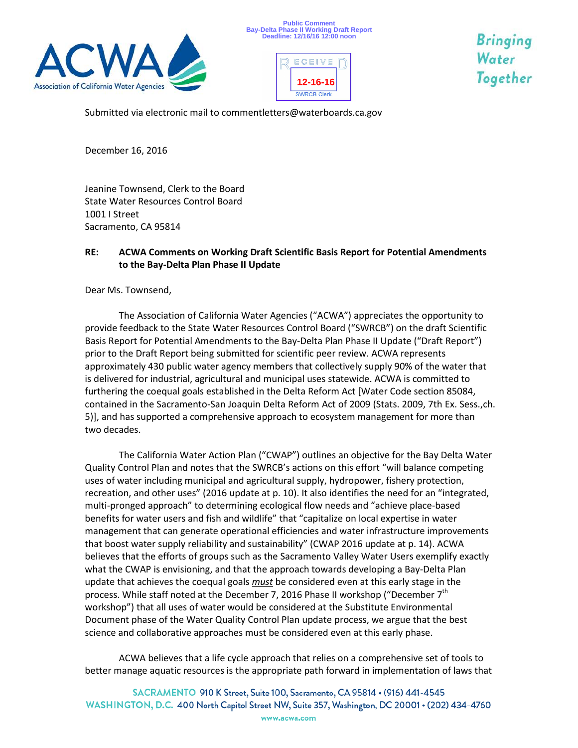Public Comment
Bay-Delta Phase II Working Draft Report
Deadline: 12/16/16 12:00 noon

RECEIVED
12-16-16
SWRCB Clerk

Submitted via electronic mail to commentletters@waterboards.ca.gov

December 16, 2016

Jeanine Townsend, Clerk to the Board
State Water Resources Control Board
1001 I Street
Sacramento, CA 95814

**RE: ACWA Comments on Working Draft Scientific Basis Report for Potential Amendments to the Bay-Delta Plan Phase II Update**

Dear Ms. Townsend,

The Association of California Water Agencies ("ACWA") appreciates the opportunity to provide feedback to the State Water Resources Control Board ("SWRCB") on the draft Scientific Basis Report for Potential Amendments to the Bay-Delta Plan Phase II Update ("Draft Report") prior to the Draft Report being submitted for scientific peer review. ACWA represents approximately 430 public water agency members that collectively supply 90% of the water that is delivered for industrial, agricultural and municipal uses statewide. ACWA is committed to furthering the coequal goals established in the Delta Reform Act [Water Code section 85084, contained in the Sacramento-San Joaquin Delta Reform Act of 2009 (Stats. 2009, 7th Ex. Sess.,ch. 5)], and has supported a comprehensive approach to ecosystem management for more than two decades.

The California Water Action Plan ("CWAP") outlines an objective for the Bay Delta Water Quality Control Plan and notes that the SWRCB's actions on this effort "will balance competing uses of water including municipal and agricultural supply, hydropower, fishery protection, recreation, and other uses" (2016 update at p. 10). It also identifies the need for an "integrated, multi-pronged approach" to determining ecological flow needs and "achieve place-based benefits for water users and fish and wildlife" that "capitalize on local expertise in water management that can generate operational efficiencies and water infrastructure improvements that boost water supply reliability and sustainability" (CWAP 2016 update at p. 14). ACWA believes that the efforts of groups such as the Sacramento Valley Water Users exemplify exactly what the CWAP is envisioning, and that the approach towards developing a Bay-Delta Plan update that achieves the coequal goals _must_ be considered even at this early stage in the process. While staff noted at the December 7, 2016 Phase II workshop ("December 7th workshop") that all uses of water would be considered at the Substitute Environmental Document phase of the Water Quality Control Plan update process, we argue that the best science and collaborative approaches must be considered even at this early phase.

ACWA believes that a life cycle approach that relies on a comprehensive set of tools to better manage aquatic resources is the appropriate path forward in implementation of laws that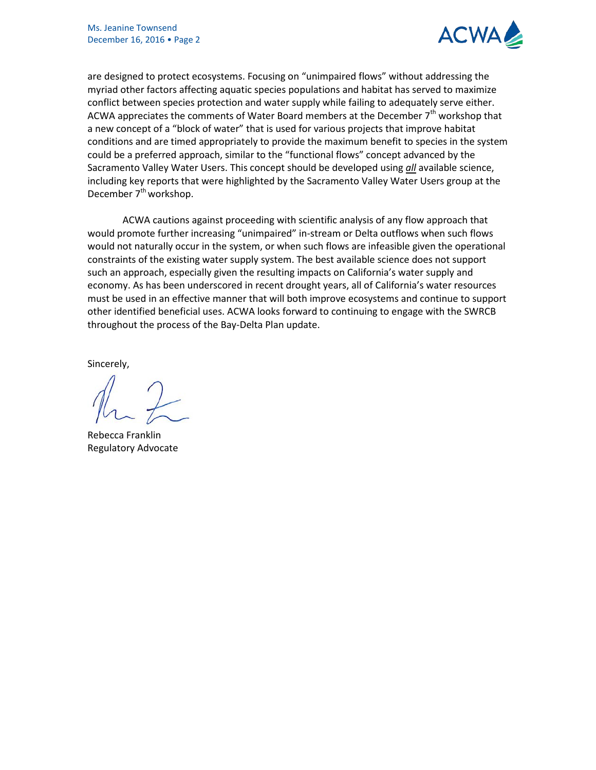are designed to protect ecosystems. Focusing on "unimpaired flows" without addressing the myriad other factors affecting aquatic species populations and habitat has served to maximize conflict between species protection and water supply while failing to adequately serve either. ACWA appreciates the comments of Water Board members at the December 7th workshop that a new concept of a "block of water" that is used for various projects that improve habitat conditions and are timed appropriately to provide the maximum benefit to species in the system could be a preferred approach, similar to the "functional flows" concept advanced by the Sacramento Valley Water Users. This concept should be developed using ***all*** available science, including key reports that were highlighted by the Sacramento Valley Water Users group at the December 7th workshop.

ACWA cautions against proceeding with scientific analysis of any flow approach that would promote further increasing "unimpaired" in-stream or Delta outflows when such flows would not naturally occur in the system, or when such flows are infeasible given the operational constraints of the existing water supply system. The best available science does not support such an approach, especially given the resulting impacts on California's water supply and economy. As has been underscored in recent drought years, all of California's water resources must be used in an effective manner that will both improve ecosystems and continue to support other identified beneficial uses. ACWA looks forward to continuing to engage with the SWRCB throughout the process of the Bay-Delta Plan update.

Sincerely,

Rebecca Franklin
Regulatory Advocate